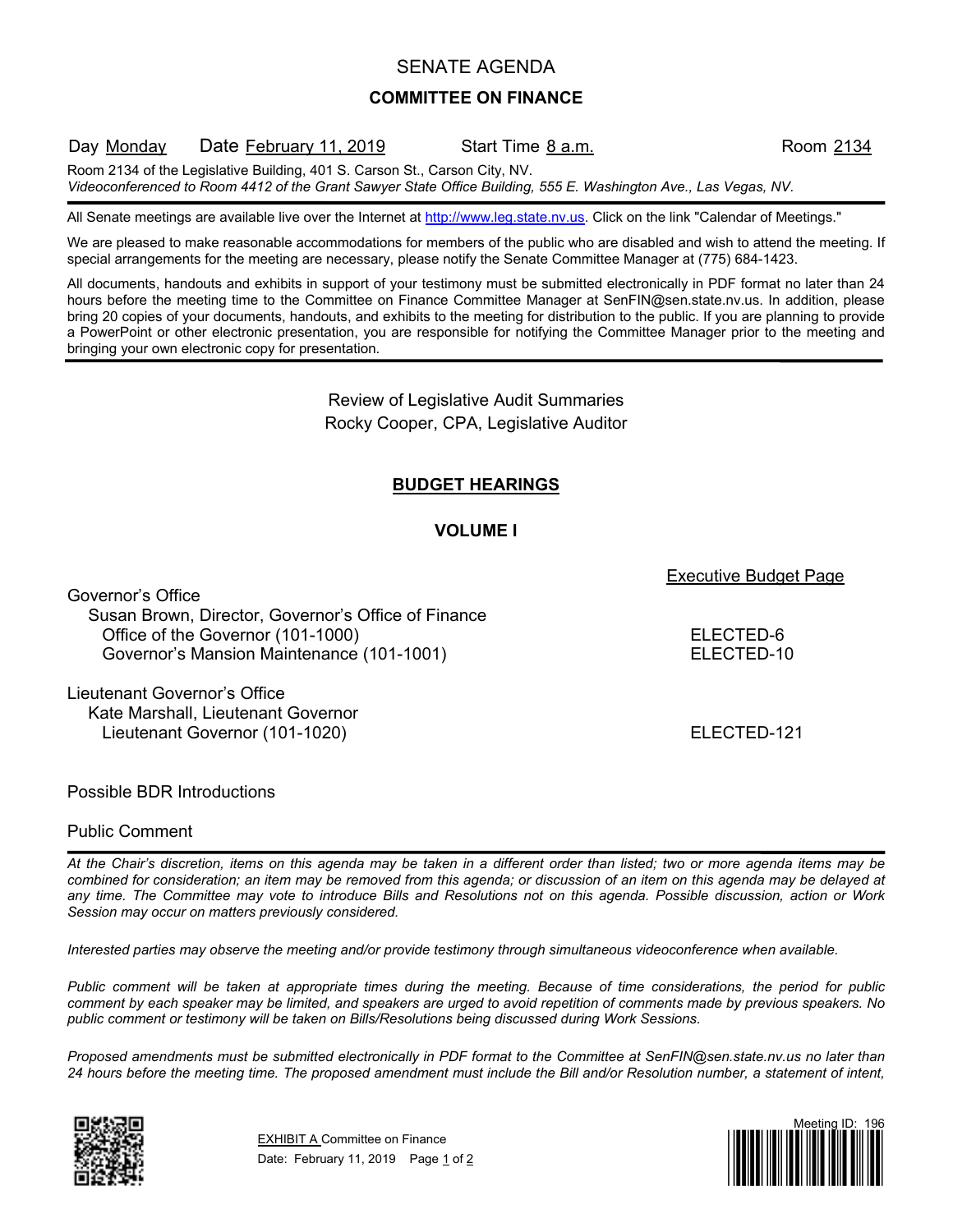# SENATE AGENDA

## COMMITTEE ON FINANCE

Day Monday Date February 11, 2019 Start Time 8 a.m. Room 2134

Room 2134 of the Legislative Building, 401 S. Carson St., Carson City, NV.
*Videoconferenced to Room 4412 of the Grant Sawyer State Office Building, 555 E. Washington Ave., Las Vegas, NV.*

All Senate meetings are available live over the Internet at http://www.leg.state.nv.us. Click on the link "Calendar of Meetings."

We are pleased to make reasonable accommodations for members of the public who are disabled and wish to attend the meeting. If special arrangements for the meeting are necessary, please notify the Senate Committee Manager at (775) 684-1423.

All documents, handouts and exhibits in support of your testimony must be submitted electronically in PDF format no later than 24 hours before the meeting time to the Committee on Finance Committee Manager at SenFIN@sen.state.nv.us. In addition, please bring 20 copies of your documents, handouts, and exhibits to the meeting for distribution to the public. If you are planning to provide a PowerPoint or other electronic presentation, you are responsible for notifying the Committee Manager prior to the meeting and bringing your own electronic copy for presentation.

Review of Legislative Audit Summaries
Rocky Cooper, CPA, Legislative Auditor

## BUDGET HEARINGS

### VOLUME I

| | Executive Budget Page |
|---|---|
| Governor's Office | |
| Susan Brown, Director, Governor's Office of Finance | |
| Office of the Governor (101-1000) | ELECTED-6 |
| Governor's Mansion Maintenance (101-1001) | ELECTED-10 |
| Lieutenant Governor's Office | |
| Kate Marshall, Lieutenant Governor | |
| Lieutenant Governor (101-1020) | ELECTED-121 |

Possible BDR Introductions

Public Comment

*At the Chair's discretion, items on this agenda may be taken in a different order than listed; two or more agenda items may be combined for consideration; an item may be removed from this agenda; or discussion of an item on this agenda may be delayed at any time. The Committee may vote to introduce Bills and Resolutions not on this agenda. Possible discussion, action or Work Session may occur on matters previously considered.*

*Interested parties may observe the meeting and/or provide testimony through simultaneous videoconference when available.*

*Public comment will be taken at appropriate times during the meeting. Because of time considerations, the period for public comment by each speaker may be limited, and speakers are urged to avoid repetition of comments made by previous speakers. No public comment or testimony will be taken on Bills/Resolutions being discussed during Work Sessions.*

*Proposed amendments must be submitted electronically in PDF format to the Committee at SenFIN@sen.state.nv.us no later than 24 hours before the meeting time. The proposed amendment must include the Bill and/or Resolution number, a statement of intent,*

EXHIBIT A Committee on Finance
Date: February 11, 2019

Meeting ID: 196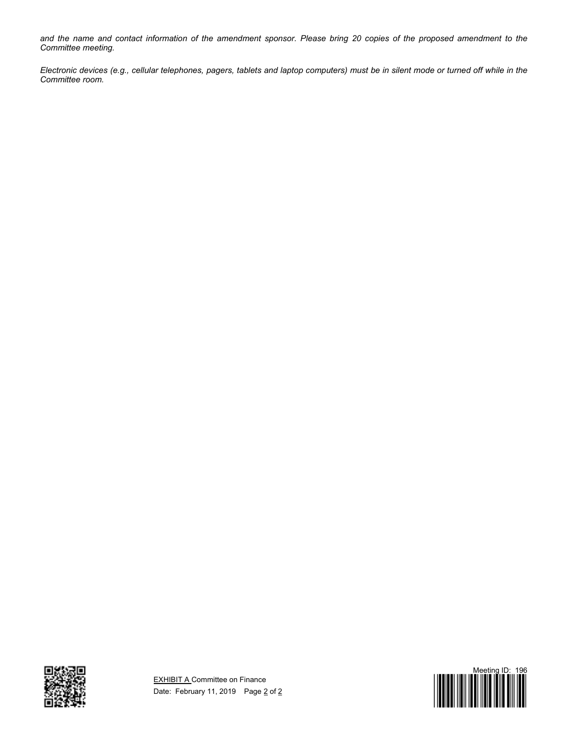*and the name and contact information of the amendment sponsor. Please bring 20 copies of the proposed amendment to the Committee meeting.*

*Electronic devices (e.g., cellular telephones, pagers, tablets and laptop computers) must be in silent mode or turned off while in the Committee room.*